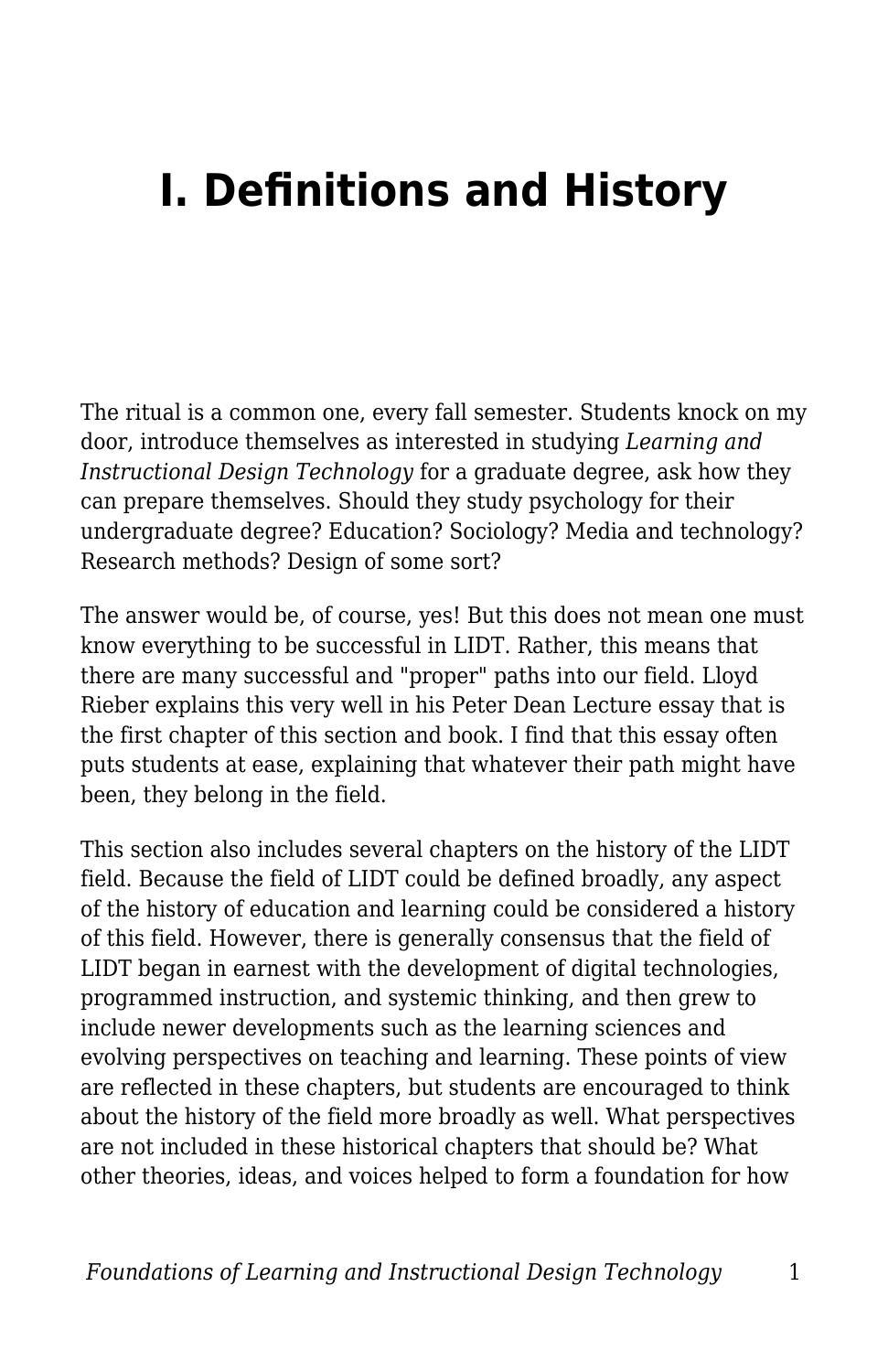# I. Definitions and History

The ritual is a common one, every fall semester. Students knock on my door, introduce themselves as interested in studying *Learning and Instructional Design Technology* for a graduate degree, ask how they can prepare themselves. Should they study psychology for their undergraduate degree? Education? Sociology? Media and technology? Research methods? Design of some sort?

The answer would be, of course, yes! But this does not mean one must know everything to be successful in LIDT. Rather, this means that there are many successful and "proper" paths into our field. Lloyd Rieber explains this very well in his Peter Dean Lecture essay that is the first chapter of this section and book. I find that this essay often puts students at ease, explaining that whatever their path might have been, they belong in the field.

This section also includes several chapters on the history of the LIDT field. Because the field of LIDT could be defined broadly, any aspect of the history of education and learning could be considered a history of this field. However, there is generally consensus that the field of LIDT began in earnest with the development of digital technologies, programmed instruction, and systemic thinking, and then grew to include newer developments such as the learning sciences and evolving perspectives on teaching and learning. These points of view are reflected in these chapters, but students are encouraged to think about the history of the field more broadly as well. What perspectives are not included in these historical chapters that should be? What other theories, ideas, and voices helped to form a foundation for how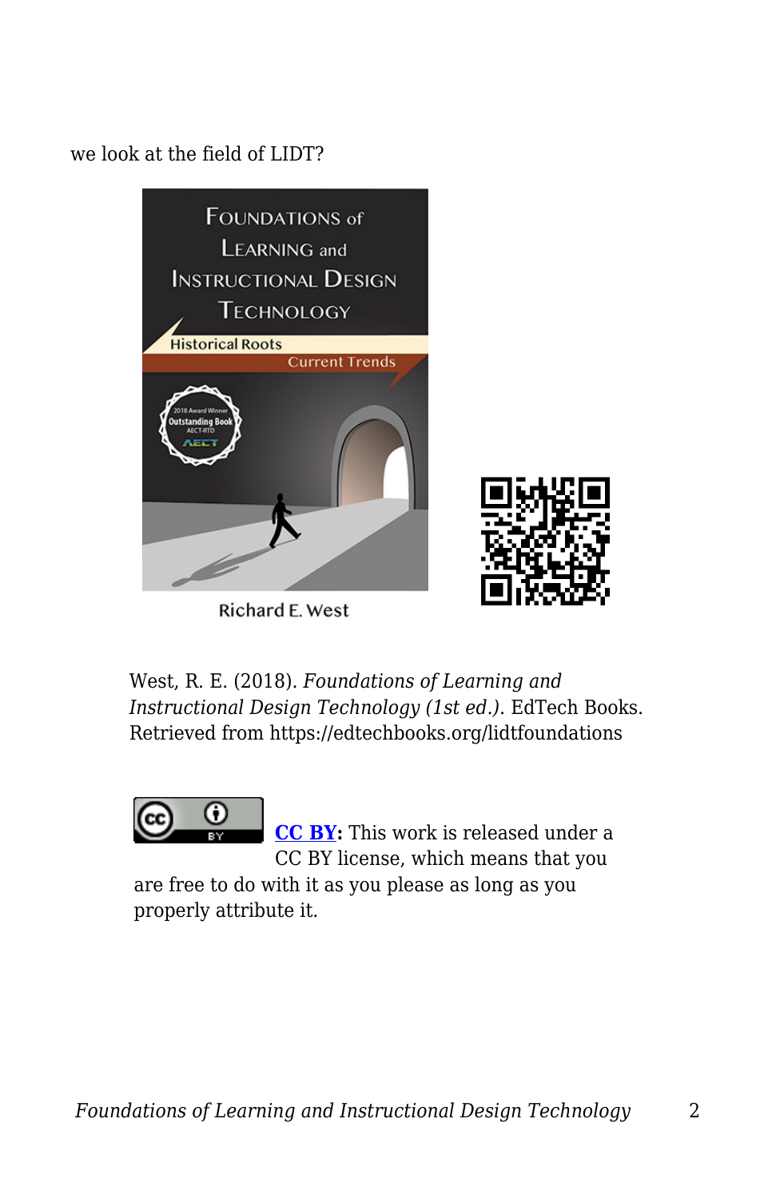we look at the field of LIDT?

West, R. E. (2018). *Foundations of Learning and Instructional Design Technology (1st ed.)*. EdTech Books. Retrieved from https://edtechbooks.org/lidtfoundations

**CC BY:** This work is released under a CC BY license, which means that you are free to do with it as you please as long as you properly attribute it.